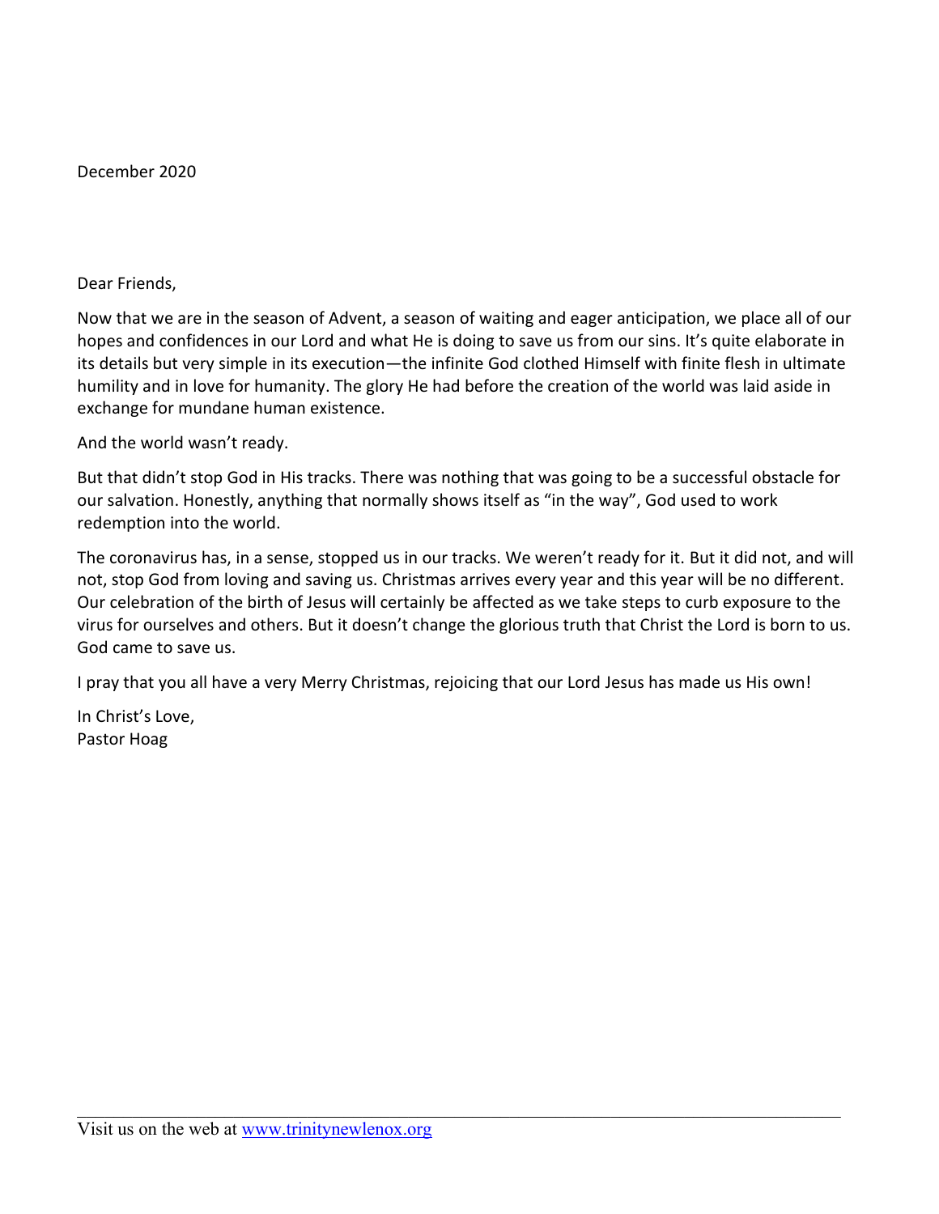December 2020

Dear Friends,

Now that we are in the season of Advent, a season of waiting and eager anticipation, we place all of our hopes and confidences in our Lord and what He is doing to save us from our sins. It's quite elaborate in its details but very simple in its execution—the infinite God clothed Himself with finite flesh in ultimate humility and in love for humanity. The glory He had before the creation of the world was laid aside in exchange for mundane human existence.

And the world wasn't ready.

But that didn't stop God in His tracks. There was nothing that was going to be a successful obstacle for our salvation. Honestly, anything that normally shows itself as "in the way", God used to work redemption into the world.

The coronavirus has, in a sense, stopped us in our tracks. We weren't ready for it. But it did not, and will not, stop God from loving and saving us. Christmas arrives every year and this year will be no different. Our celebration of the birth of Jesus will certainly be affected as we take steps to curb exposure to the virus for ourselves and others. But it doesn't change the glorious truth that Christ the Lord is born to us. God came to save us.

I pray that you all have a very Merry Christmas, rejoicing that our Lord Jesus has made us His own!

In Christ's Love,  
Pastor Hoag

Visit us on the web at [www.trinitynewlenox.org](http://www.trinitynewlenox.org)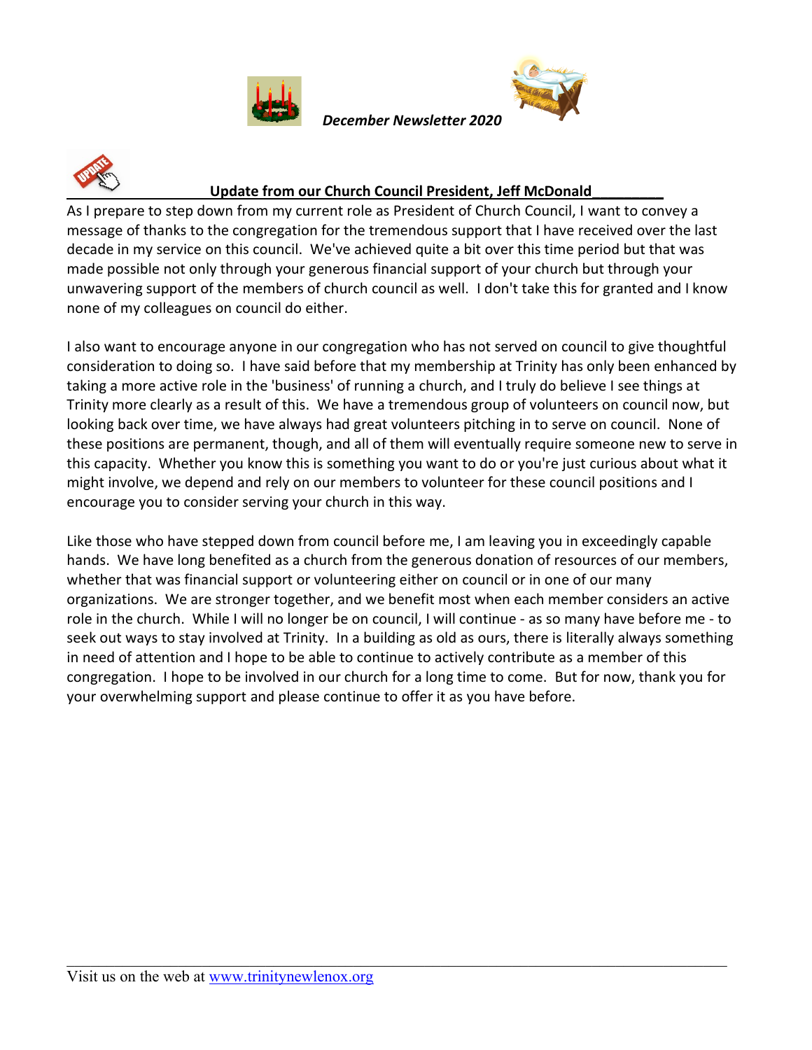*December Newsletter 2020*

## Update from our Church Council President, Jeff McDonald

As I prepare to step down from my current role as President of Church Council, I want to convey a message of thanks to the congregation for the tremendous support that I have received over the last decade in my service on this council. We've achieved quite a bit over this time period but that was made possible not only through your generous financial support of your church but through your unwavering support of the members of church council as well. I don't take this for granted and I know none of my colleagues on council do either.

I also want to encourage anyone in our congregation who has not served on council to give thoughtful consideration to doing so. I have said before that my membership at Trinity has only been enhanced by taking a more active role in the 'business' of running a church, and I truly do believe I see things at Trinity more clearly as a result of this. We have a tremendous group of volunteers on council now, but looking back over time, we have always had great volunteers pitching in to serve on council. None of these positions are permanent, though, and all of them will eventually require someone new to serve in this capacity. Whether you know this is something you want to do or you're just curious about what it might involve, we depend and rely on our members to volunteer for these council positions and I encourage you to consider serving your church in this way.

Like those who have stepped down from council before me, I am leaving you in exceedingly capable hands. We have long benefited as a church from the generous donation of resources of our members, whether that was financial support or volunteering either on council or in one of our many organizations. We are stronger together, and we benefit most when each member considers an active role in the church. While I will no longer be on council, I will continue - as so many have before me - to seek out ways to stay involved at Trinity. In a building as old as ours, there is literally always something in need of attention and I hope to be able to continue to actively contribute as a member of this congregation. I hope to be involved in our church for a long time to come. But for now, thank you for your overwhelming support and please continue to offer it as you have before.

Visit us on the web at [www.trinitynewlenox.org](http://www.trinitynewlenox.org)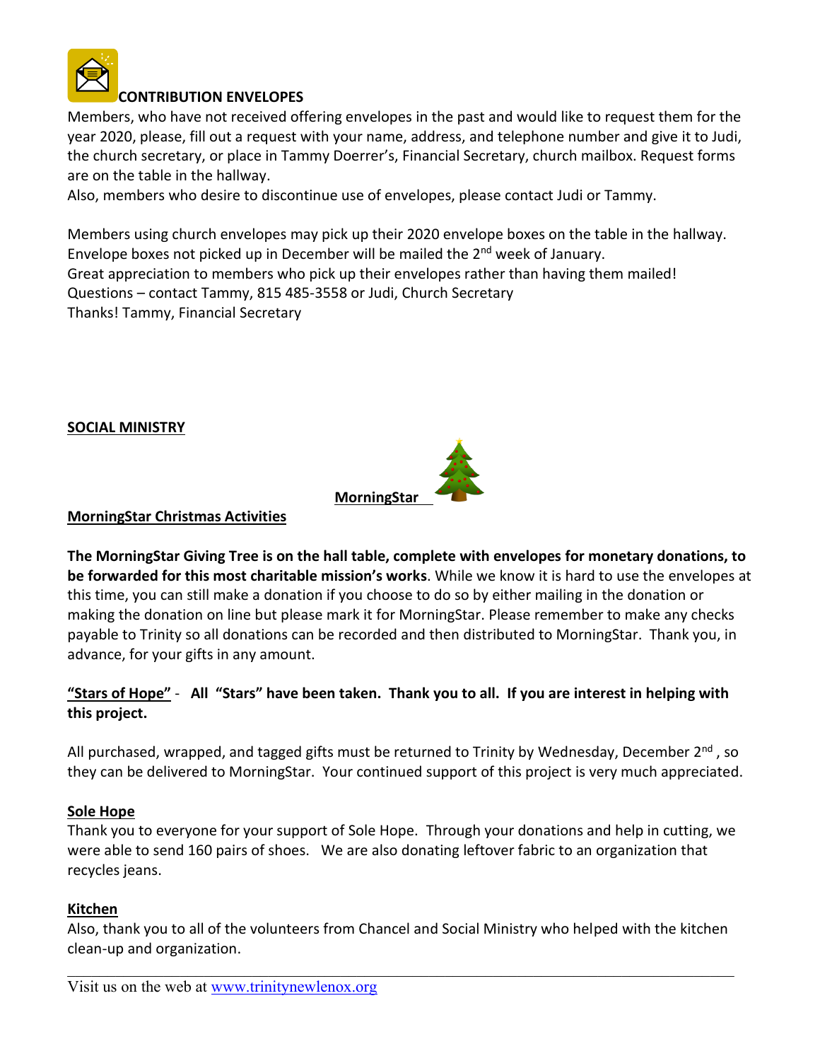## CONTRIBUTION ENVELOPES

Members, who have not received offering envelopes in the past and would like to request them for the year 2020, please, fill out a request with your name, address, and telephone number and give it to Judi, the church secretary, or place in Tammy Doerrer's, Financial Secretary, church mailbox. Request forms are on the table in the hallway.
Also, members who desire to discontinue use of envelopes, please contact Judi or Tammy.

Members using church envelopes may pick up their 2020 envelope boxes on the table in the hallway. Envelope boxes not picked up in December will be mailed the 2nd week of January.
Great appreciation to members who pick up their envelopes rather than having them mailed!
Questions – contact Tammy, 815 485-3558 or Judi, Church Secretary
Thanks! Tammy, Financial Secretary

## SOCIAL MINISTRY

**MorningStar**

**MorningStar Christmas Activities**

**The MorningStar Giving Tree is on the hall table, complete with envelopes for monetary donations, to be forwarded for this most charitable mission's works**. While we know it is hard to use the envelopes at this time, you can still make a donation if you choose to do so by either mailing in the donation or making the donation on line but please mark it for MorningStar. Please remember to make any checks payable to Trinity so all donations can be recorded and then distributed to MorningStar. Thank you, in advance, for your gifts in any amount.

**"Stars of Hope"** - **All "Stars" have been taken. Thank you to all. If you are interest in helping with this project.**

All purchased, wrapped, and tagged gifts must be returned to Trinity by Wednesday, December 2nd , so they can be delivered to MorningStar. Your continued support of this project is very much appreciated.

**Sole Hope**

Thank you to everyone for your support of Sole Hope. Through your donations and help in cutting, we were able to send 160 pairs of shoes. We are also donating leftover fabric to an organization that recycles jeans.

**Kitchen**

Also, thank you to all of the volunteers from Chancel and Social Ministry who helped with the kitchen clean-up and organization.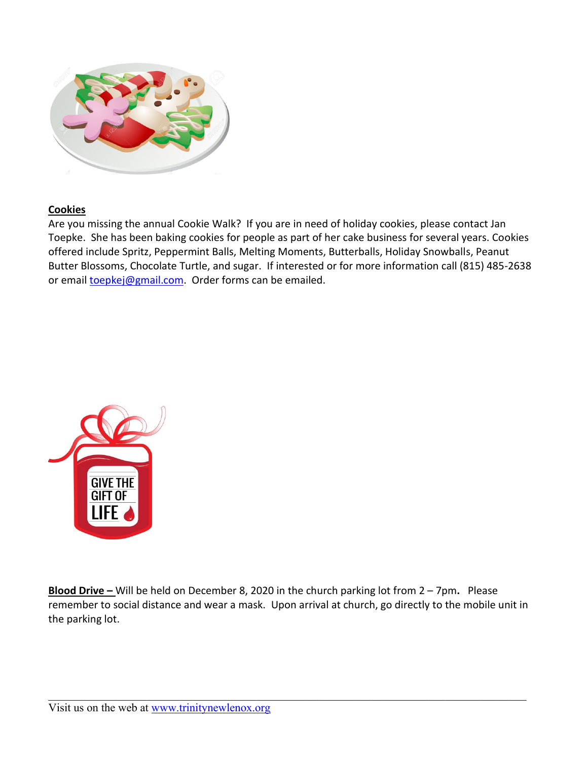**Cookies**

Are you missing the annual Cookie Walk? If you are in need of holiday cookies, please contact Jan Toepke. She has been baking cookies for people as part of her cake business for several years. Cookies offered include Spritz, Peppermint Balls, Melting Moments, Butterballs, Holiday Snowballs, Peanut Butter Blossoms, Chocolate Turtle, and sugar. If interested or for more information call (815) 485-2638 or email toepkej@gmail.com. Order forms can be emailed.

**Blood Drive –** Will be held on December 8, 2020 in the church parking lot from 2 – 7pm**.** Please remember to social distance and wear a mask. Upon arrival at church, go directly to the mobile unit in the parking lot.

Visit us on the web at www.trinitynewlenox.org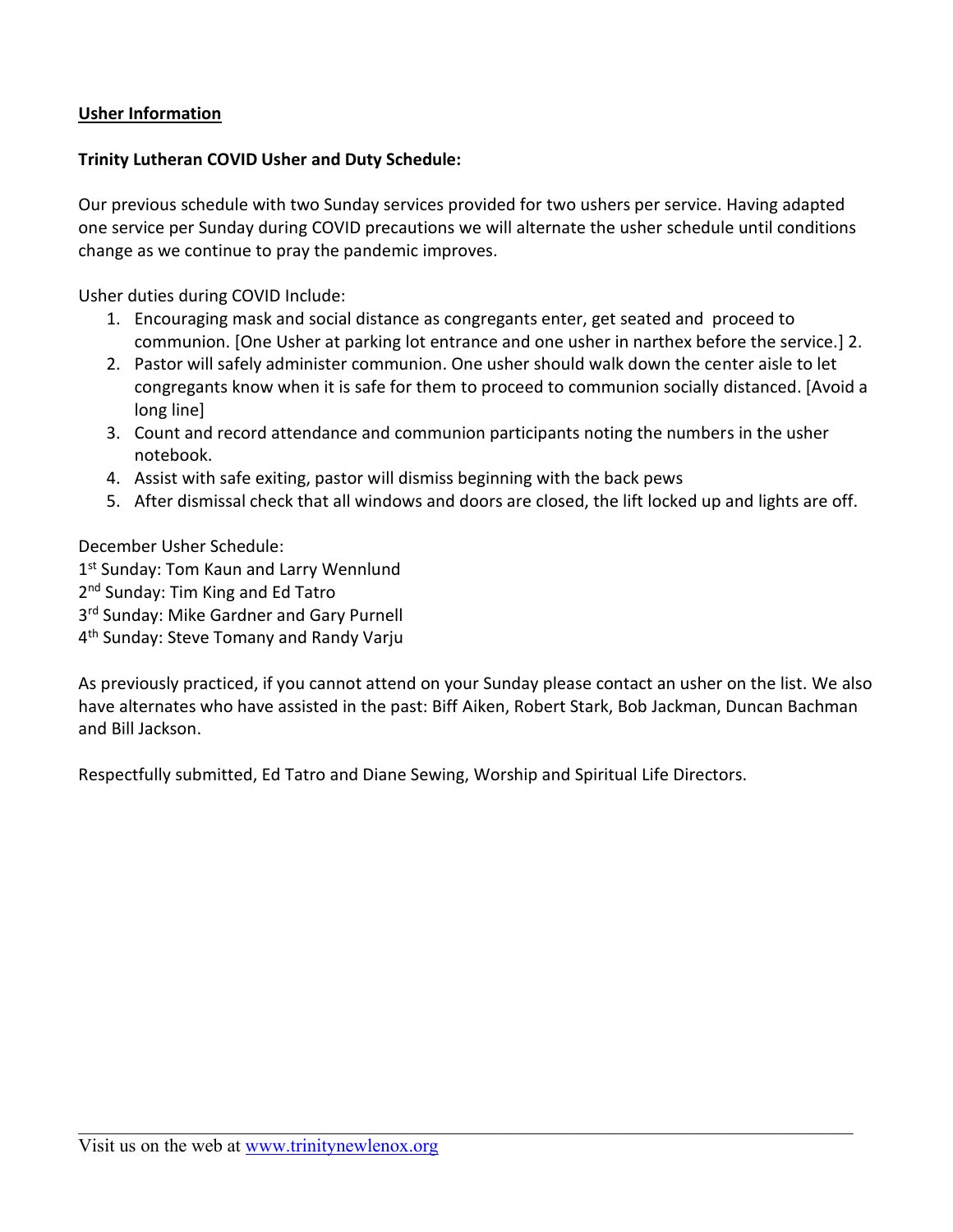**<u>Usher Information</u>**

**Trinity Lutheran COVID Usher and Duty Schedule:**

Our previous schedule with two Sunday services provided for two ushers per service. Having adapted one service per Sunday during COVID precautions we will alternate the usher schedule until conditions change as we continue to pray the pandemic improves.

Usher duties during COVID Include:

1. Encouraging mask and social distance as congregants enter, get seated and proceed to communion. [One Usher at parking lot entrance and one usher in narthex before the service.] 2.
2. Pastor will safely administer communion. One usher should walk down the center aisle to let congregants know when it is safe for them to proceed to communion socially distanced. [Avoid a long line]
3. Count and record attendance and communion participants noting the numbers in the usher notebook.
4. Assist with safe exiting, pastor will dismiss beginning with the back pews
5. After dismissal check that all windows and doors are closed, the lift locked up and lights are off.

December Usher Schedule:
1st Sunday: Tom Kaun and Larry Wennlund
2nd Sunday: Tim King and Ed Tatro
3rd Sunday: Mike Gardner and Gary Purnell
4th Sunday: Steve Tomany and Randy Varju

As previously practiced, if you cannot attend on your Sunday please contact an usher on the list. We also have alternates who have assisted in the past: Biff Aiken, Robert Stark, Bob Jackman, Duncan Bachman and Bill Jackson.

Respectfully submitted, Ed Tatro and Diane Sewing, Worship and Spiritual Life Directors.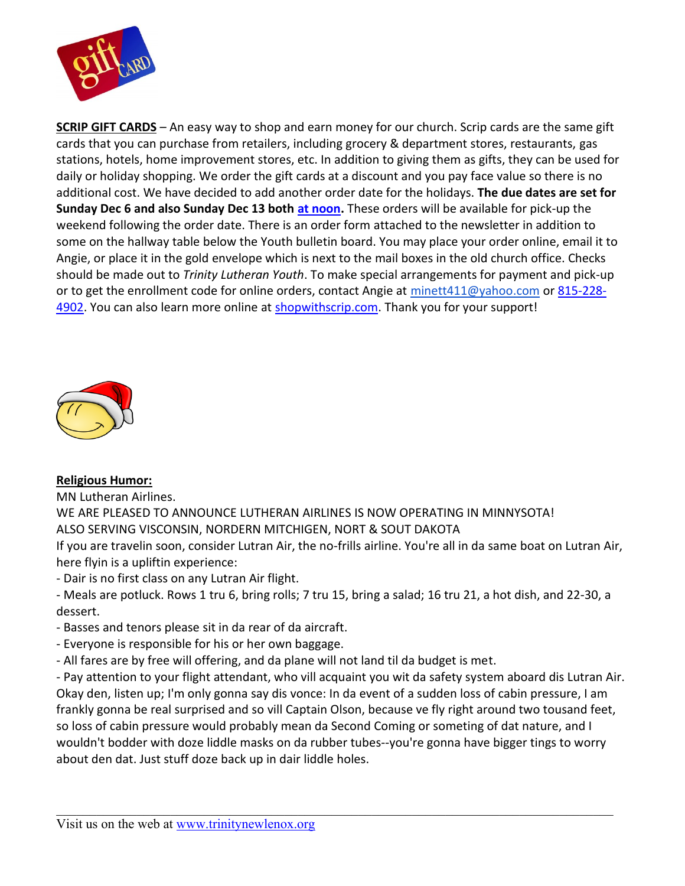**SCRIP GIFT CARDS** – An easy way to shop and earn money for our church. Scrip cards are the same gift cards that you can purchase from retailers, including grocery & department stores, restaurants, gas stations, hotels, home improvement stores, etc. In addition to giving them as gifts, they can be used for daily or holiday shopping. We order the gift cards at a discount and you pay face value so there is no additional cost. We have decided to add another order date for the holidays. **The due dates are set for Sunday Dec 6 and also Sunday Dec 13 both at noon.** These orders will be available for pick-up the weekend following the order date. There is an order form attached to the newsletter in addition to some on the hallway table below the Youth bulletin board. You may place your order online, email it to Angie, or place it in the gold envelope which is next to the mail boxes in the old church office. Checks should be made out to *Trinity Lutheran Youth*. To make special arrangements for payment and pick-up or to get the enrollment code for online orders, contact Angie at minett411@yahoo.com or 815-228-4902. You can also learn more online at shopwithscrip.com. Thank you for your support!

**Religious Humor:**

MN Lutheran Airlines.

WE ARE PLEASED TO ANNOUNCE LUTHERAN AIRLINES IS NOW OPERATING IN MINNYSOTA!

ALSO SERVING VISCONSIN, NORDERN MITCHIGEN, NORT & SOUT DAKOTA

If you are travelin soon, consider Lutran Air, the no-frills airline. You're all in da same boat on Lutran Air, here flyin is a upliftin experience:

- Dair is no first class on any Lutran Air flight.
- Meals are potluck. Rows 1 tru 6, bring rolls; 7 tru 15, bring a salad; 16 tru 21, a hot dish, and 22-30, a dessert.
- Basses and tenors please sit in da rear of da aircraft.
- Everyone is responsible for his or her own baggage.
- All fares are by free will offering, and da plane will not land til da budget is met.
- Pay attention to your flight attendant, who vill acquaint you wit da safety system aboard dis Lutran Air.

Okay den, listen up; I'm only gonna say dis vonce: In da event of a sudden loss of cabin pressure, I am frankly gonna be real surprised and so vill Captain Olson, because ve fly right around two tousand feet, so loss of cabin pressure would probably mean da Second Coming or someting of dat nature, and I wouldn't bodder with doze liddle masks on da rubber tubes--you're gonna have bigger tings to worry about den dat. Just stuff doze back up in dair liddle holes.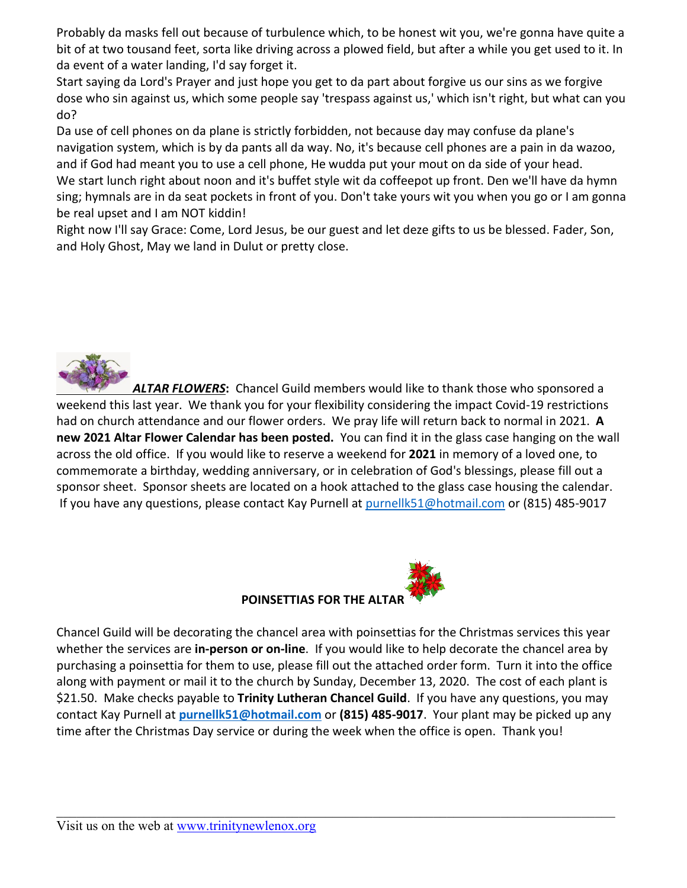Probably da masks fell out because of turbulence which, to be honest wit you, we're gonna have quite a bit of at two tousand feet, sorta like driving across a plowed field, but after a while you get used to it. In da event of a water landing, I'd say forget it.

Start saying da Lord's Prayer and just hope you get to da part about forgive us our sins as we forgive dose who sin against us, which some people say 'trespass against us,' which isn't right, but what can you do?

Da use of cell phones on da plane is strictly forbidden, not because day may confuse da plane's navigation system, which is by da pants all da way. No, it's because cell phones are a pain in da wazoo, and if God had meant you to use a cell phone, He wudda put your mout on da side of your head.

We start lunch right about noon and it's buffet style wit da coffeepot up front. Den we'll have da hymn sing; hymnals are in da seat pockets in front of you. Don't take yours wit you when you go or I am gonna be real upset and I am NOT kiddin!

Right now I'll say Grace: Come, Lord Jesus, be our guest and let deze gifts to us be blessed. Fader, Son, and Holy Ghost, May we land in Dulut or pretty close.

***ALTAR FLOWERS*:** Chancel Guild members would like to thank those who sponsored a weekend this last year. We thank you for your flexibility considering the impact Covid-19 restrictions had on church attendance and our flower orders. We pray life will return back to normal in 2021. **A new 2021 Altar Flower Calendar has been posted.** You can find it in the glass case hanging on the wall across the old office. If you would like to reserve a weekend for **2021** in memory of a loved one, to commemorate a birthday, wedding anniversary, or in celebration of God's blessings, please fill out a sponsor sheet. Sponsor sheets are located on a hook attached to the glass case housing the calendar. If you have any questions, please contact Kay Purnell at purnellk51@hotmail.com or (815) 485-9017

**POINSETTIAS FOR THE ALTAR**

Chancel Guild will be decorating the chancel area with poinsettias for the Christmas services this year whether the services are **in-person or on-line**. If you would like to help decorate the chancel area by purchasing a poinsettia for them to use, please fill out the attached order form. Turn it into the office along with payment or mail it to the church by Sunday, December 13, 2020. The cost of each plant is $21.50. Make checks payable to **Trinity Lutheran Chancel Guild**. If you have any questions, you may contact Kay Purnell at **purnellk51@hotmail.com** or **(815) 485-9017**. Your plant may be picked up any time after the Christmas Day service or during the week when the office is open. Thank you!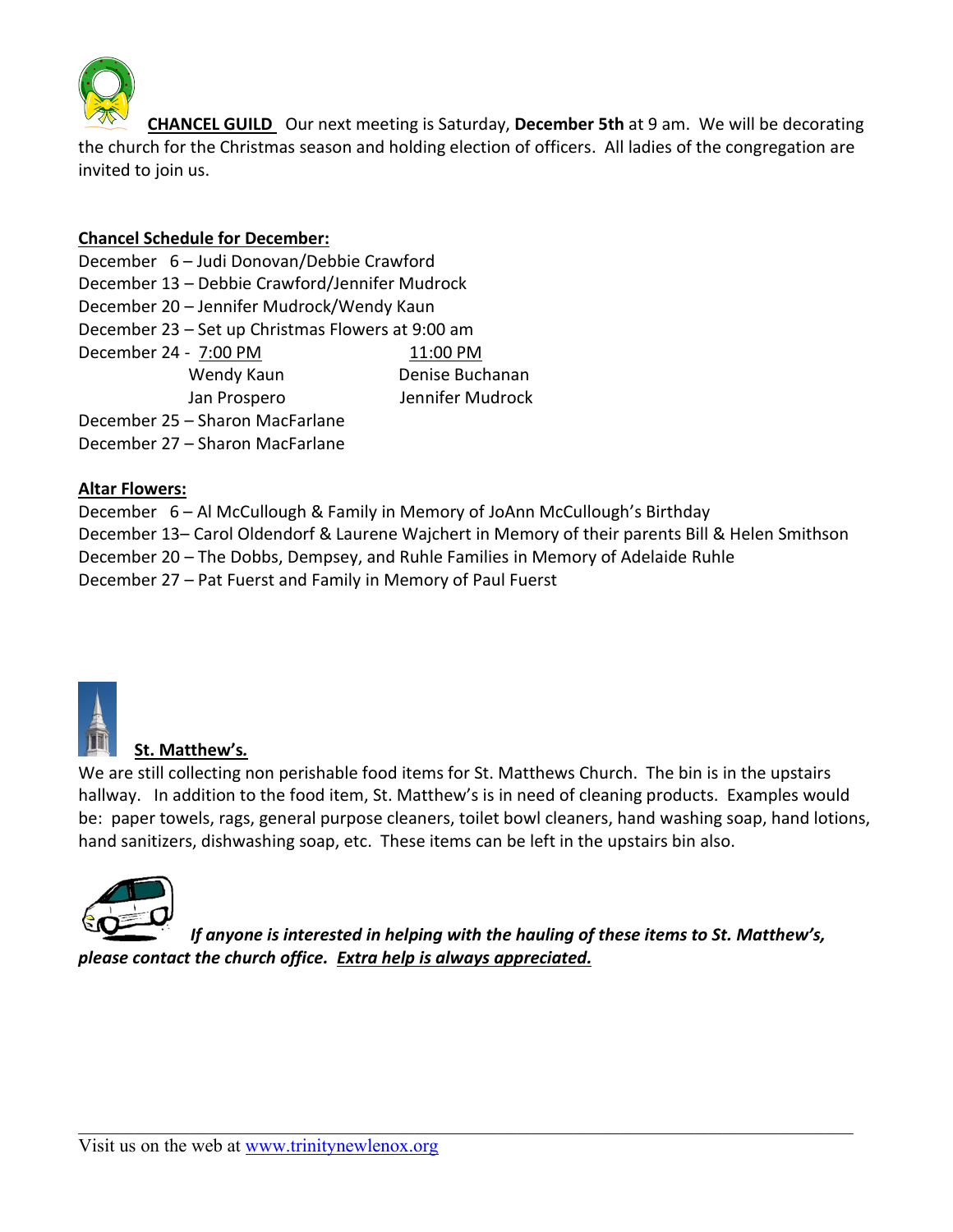**CHANCEL GUILD** Our next meeting is Saturday, **December 5th** at 9 am. We will be decorating the church for the Christmas season and holding election of officers. All ladies of the congregation are invited to join us.

**Chancel Schedule for December:**

December 6 – Judi Donovan/Debbie Crawford
December 13 – Debbie Crawford/Jennifer Mudrock
December 20 – Jennifer Mudrock/Wendy Kaun
December 23 – Set up Christmas Flowers at 9:00 am

| December 24 - 7:00 PM | 11:00 PM |
| --- | --- |
| Wendy Kaun | Denise Buchanan |
| Jan Prospero | Jennifer Mudrock |

December 25 – Sharon MacFarlane
December 27 – Sharon MacFarlane

**Altar Flowers:**

December 6 – Al McCullough & Family in Memory of JoAnn McCullough's Birthday
December 13– Carol Oldendorf & Laurene Wajchert in Memory of their parents Bill & Helen Smithson
December 20 – The Dobbs, Dempsey, and Ruhle Families in Memory of Adelaide Ruhle
December 27 – Pat Fuerst and Family in Memory of Paul Fuerst

**St. Matthew's.**

We are still collecting non perishable food items for St. Matthews Church. The bin is in the upstairs hallway. In addition to the food item, St. Matthew's is in need of cleaning products. Examples would be: paper towels, rags, general purpose cleaners, toilet bowl cleaners, hand washing soap, hand lotions, hand sanitizers, dishwashing soap, etc. These items can be left in the upstairs bin also.

***If anyone is interested in helping with the hauling of these items to St. Matthew's, please contact the church office. Extra help is always appreciated.***

Visit us on the web at www.trinitynewlenox.org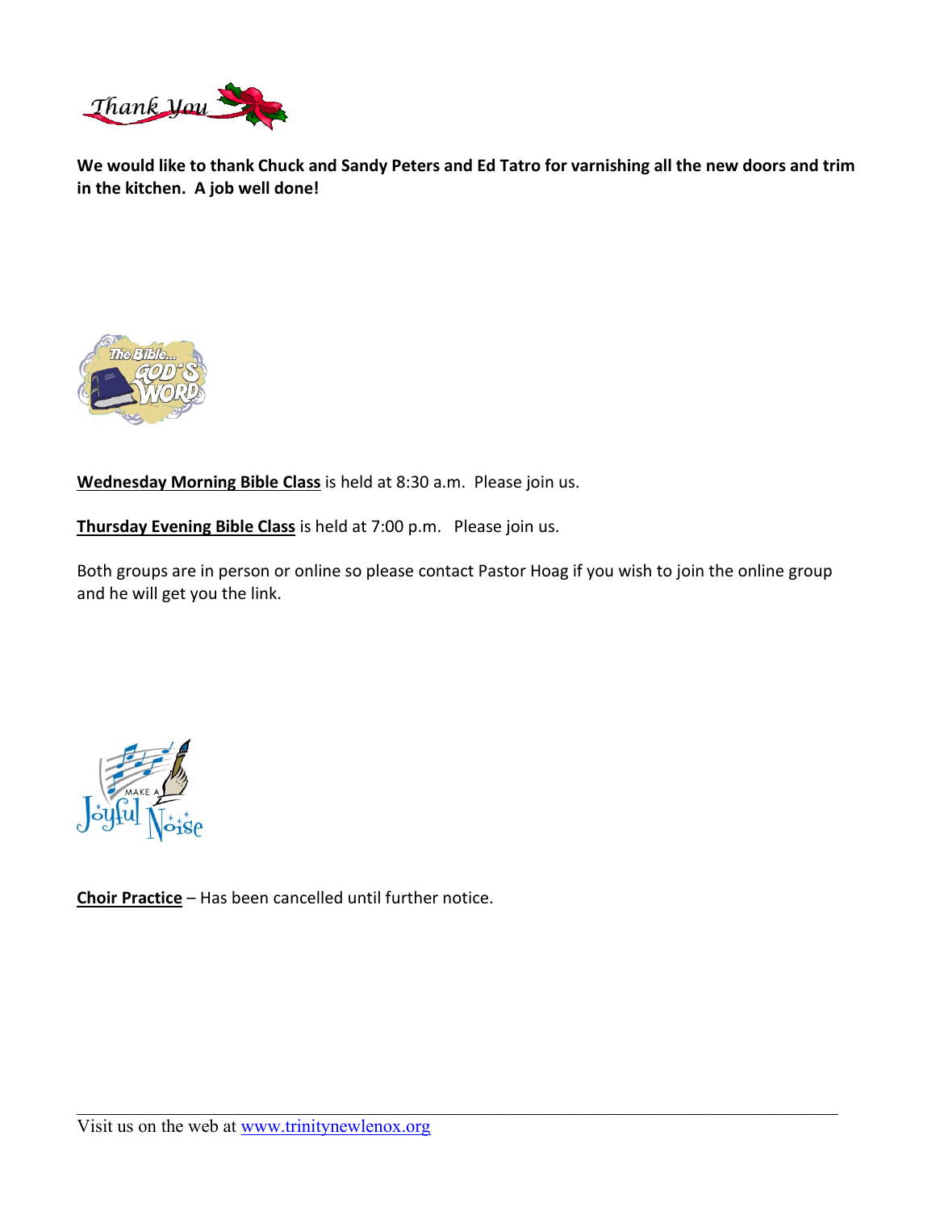Thank You

**We would like to thank Chuck and Sandy Peters and Ed Tatro for varnishing all the new doors and trim in the kitchen. A job well done!**

**Wednesday Morning Bible Class** is held at 8:30 a.m. Please join us.

**Thursday Evening Bible Class** is held at 7:00 p.m. Please join us.

Both groups are in person or online so please contact Pastor Hoag if you wish to join the online group and he will get you the link.

**Choir Practice** – Has been cancelled until further notice.

Visit us on the web at www.trinitynewlenox.org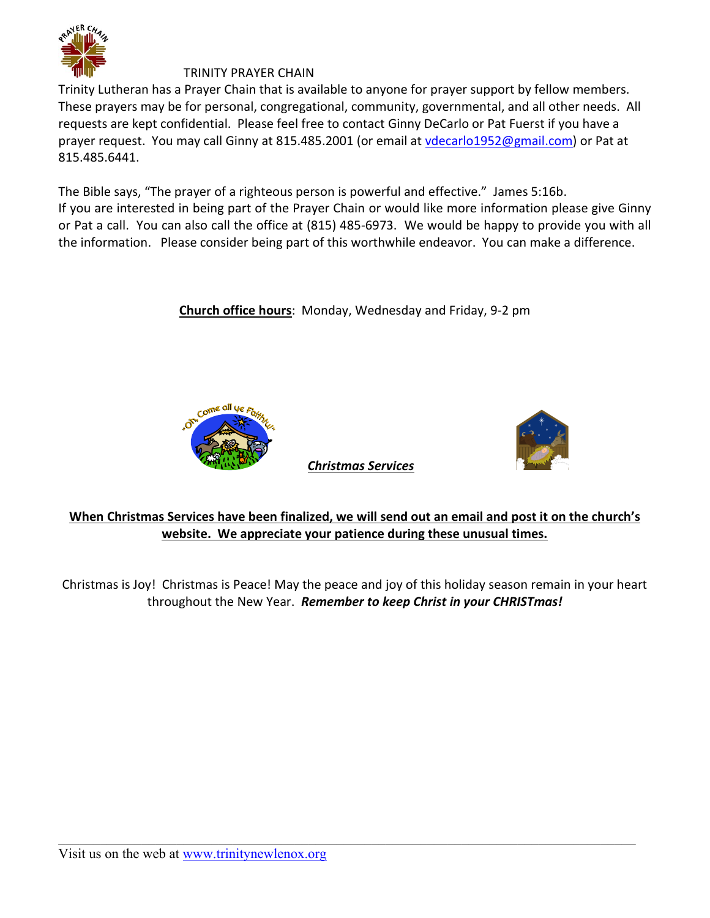## TRINITY PRAYER CHAIN

Trinity Lutheran has a Prayer Chain that is available to anyone for prayer support by fellow members. These prayers may be for personal, congregational, community, governmental, and all other needs. All requests are kept confidential. Please feel free to contact Ginny DeCarlo or Pat Fuerst if you have a prayer request. You may call Ginny at 815.485.2001 (or email at vdecarlo1952@gmail.com) or Pat at 815.485.6441.

The Bible says, "The prayer of a righteous person is powerful and effective." James 5:16b.
If you are interested in being part of the Prayer Chain or would like more information please give Ginny or Pat a call. You can also call the office at (815) 485-6973. We would be happy to provide you with all the information. Please consider being part of this worthwhile endeavor. You can make a difference.

**Church office hours**: Monday, Wednesday and Friday, 9-2 pm

***Christmas Services***

**When Christmas Services have been finalized, we will send out an email and post it on the church's website. We appreciate your patience during these unusual times.**

Christmas is Joy! Christmas is Peace! May the peace and joy of this holiday season remain in your heart throughout the New Year. ***Remember to keep Christ in your CHRISTmas!***

Visit us on the web at www.trinitynewlenox.org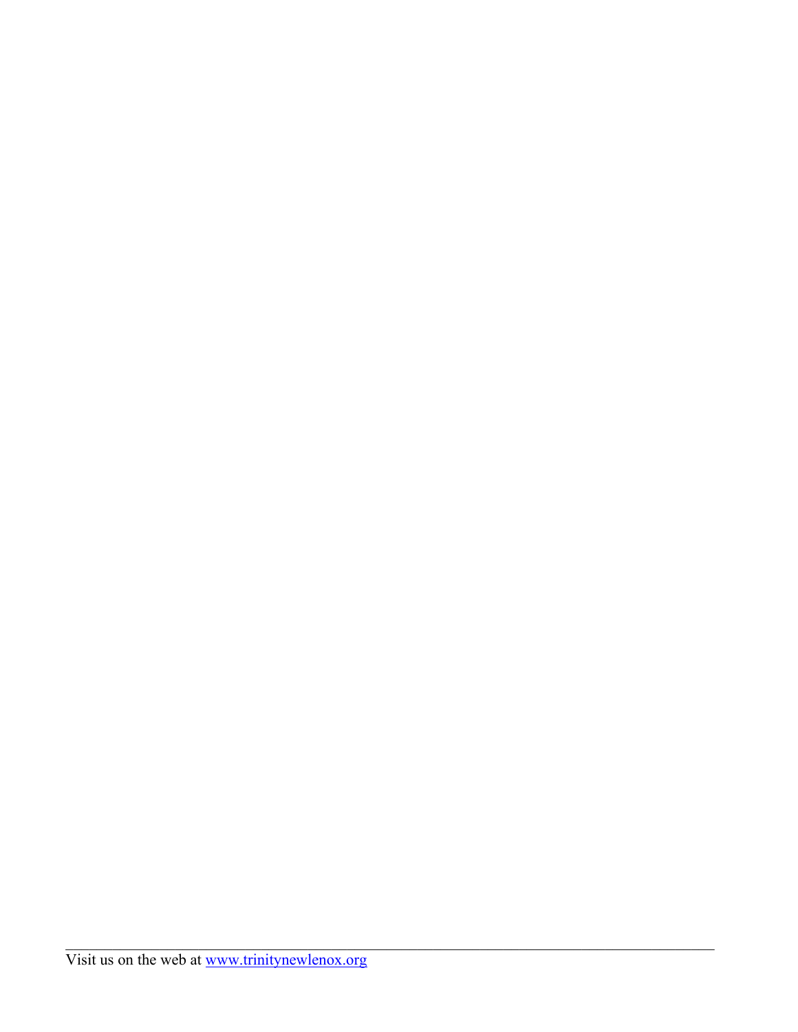Visit us on the web at [www.trinitynewlenox.org](http://www.trinitynewlenox.org)